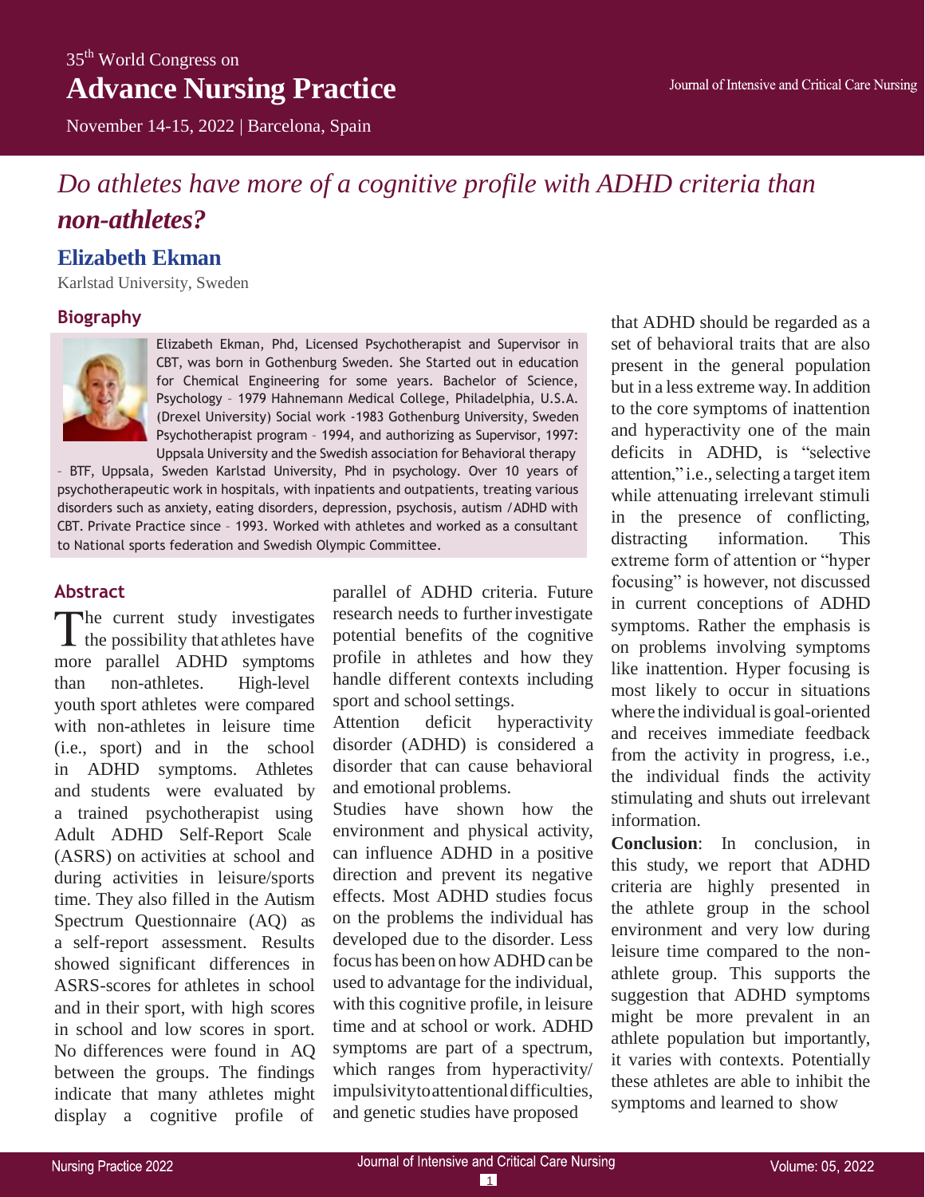# Do athletes have more of a cognitive profile with ADHD criteria than non-athletes?

## Elizabeth Ekman

Karlstad University, Sweden

### Biography

Elizabeth Ekman, Phd, Licensed Psychotherapist and Supervisor in CBT, was born in Gothenburg Sweden. She Started out in education for Chemical Engineering for some years. Bachelor of Science, Psychology – 1979 Hahnemann Medical College, Philadelphia, U.S.A. (Drexel University) Social work -1983 Gothenburg University, Sweden Psychotherapist program – 1994, and authorizing as Supervisor, 1997: Uppsala University and the Swedish association for Behavioral therapy – BTF, Uppsala, Sweden Karlstad University, Phd in psychology. Over 10 years of psychotherapeutic work in hospitals, with inpatients and outpatients, treating various disorders such as anxiety, eating disorders, depression, psychosis, autism /ADHD with CBT. Private Practice since – 1993. Worked with athletes and worked as a consultant to National sports federation and Swedish Olympic Committee.

### Abstract

The current study investigates the possibility that athletes have more parallel ADHD symptoms than non-athletes. High-level youth sport athletes were compared with non-athletes in leisure time (i.e., sport) and in the school in ADHD symptoms. Athletes and students were evaluated by a trained psychotherapist using Adult ADHD Self-Report Scale (ASRS) on activities at school and during activities in leisure/sports time. They also filled in the Autism Spectrum Questionnaire (AQ) as a self-report assessment. Results showed significant differences in ASRS-scores for athletes in school and in their sport, with high scores in school and low scores in sport. No differences were found in AQ between the groups. The findings indicate that many athletes might display a cognitive profile of parallel of ADHD criteria. Future research needs to further investigate potential benefits of the cognitive profile in athletes and how they handle different contexts including sport and school settings.

Attention deficit hyperactivity disorder (ADHD) is considered a disorder that can cause behavioral and emotional problems.

Studies have shown how the environment and physical activity, can influence ADHD in a positive direction and prevent its negative effects. Most ADHD studies focus on the problems the individual has developed due to the disorder. Less focus has been on how ADHD can be used to advantage for the individual, with this cognitive profile, in leisure time and at school or work. ADHD symptoms are part of a spectrum, which ranges from hyperactivity/ impulsivity to attentional difficulties, and genetic studies have proposed that ADHD should be regarded as a set of behavioral traits that are also present in the general population but in a less extreme way. In addition to the core symptoms of inattention and hyperactivity one of the main deficits in ADHD, is "selective attention," i.e., selecting a target item while attenuating irrelevant stimuli in the presence of conflicting, distracting information. This extreme form of attention or "hyper focusing" is however, not discussed in current conceptions of ADHD symptoms. Rather the emphasis is on problems involving symptoms like inattention. Hyper focusing is most likely to occur in situations where the individual is goal-oriented and receives immediate feedback from the activity in progress, i.e., the individual finds the activity stimulating and shuts out irrelevant information.

**Conclusion**: In conclusion, in this study, we report that ADHD criteria are highly presented in the athlete group in the school environment and very low during leisure time compared to the non-athlete group. This supports the suggestion that ADHD symptoms might be more prevalent in an athlete population but importantly, it varies with contexts. Potentially these athletes are able to inhibit the symptoms and learned to show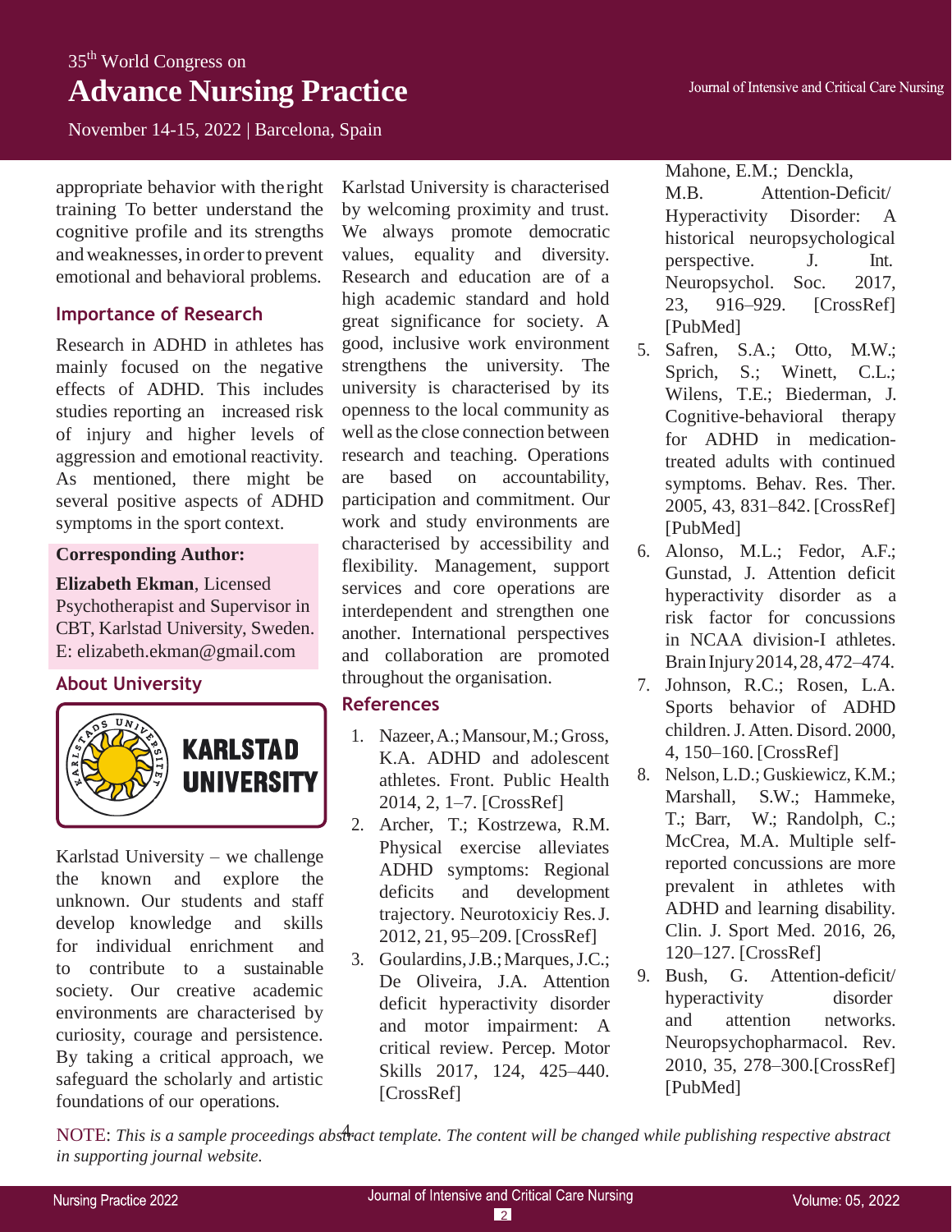appropriate behavior with the right training To better understand the cognitive profile and its strengths and weaknesses, in order to prevent emotional and behavioral problems.

### Importance of Research

Research in ADHD in athletes has mainly focused on the negative effects of ADHD. This includes studies reporting an increased risk of injury and higher levels of aggression and emotional reactivity. As mentioned, there might be several positive aspects of ADHD symptoms in the sport context.

**Corresponding Author:**

**Elizabeth Ekman**, Licensed Psychotherapist and Supervisor in CBT, Karlstad University, Sweden.
E: elizabeth.ekman@gmail.com

### About University

KARLSTAD UNIVERSITY

Karlstad University – we challenge the known and explore the unknown. Our students and staff develop knowledge and skills for individual enrichment and to contribute to a sustainable society. Our creative academic environments are characterised by curiosity, courage and persistence. By taking a critical approach, we safeguard the scholarly and artistic foundations of our operations. Karlstad University is characterised by welcoming proximity and trust. We always promote democratic values, equality and diversity. Research and education are of a high academic standard and hold great significance for society. A good, inclusive work environment strengthens the university. The university is characterised by its openness to the local community as well as the close connection between research and teaching. Operations are based on accountability, participation and commitment. Our work and study environments are characterised by accessibility and flexibility. Management, support services and core operations are interdependent and strengthen one another. International perspectives and collaboration are promoted throughout the organisation.

### References

1. Nazeer, A.; Mansour, M.; Gross, K.A. ADHD and adolescent athletes. Front. Public Health 2014, 2, 1–7. [CrossRef]
2. Archer, T.; Kostrzewa, R.M. Physical exercise alleviates ADHD symptoms: Regional deficits and development trajectory. Neurotoxiciy Res. J. 2012, 21, 95–209. [CrossRef]
3. Goulardins, J.B.; Marques, J.C.; De Oliveira, J.A. Attention deficit hyperactivity disorder and motor impairment: A critical review. Percep. Motor Skills 2017, 124, 425–440. [CrossRef]
4. Mahone, E.M.; Denckla, M.B. Attention-Deficit/ Hyperactivity Disorder: A historical neuropsychological perspective. J. Int. Neuropsychol. Soc. 2017, 23, 916–929. [CrossRef] [PubMed]
5. Safren, S.A.; Otto, M.W.; Sprich, S.; Winett, C.L.; Wilens, T.E.; Biederman, J. Cognitive-behavioral therapy for ADHD in medication-treated adults with continued symptoms. Behav. Res. Ther. 2005, 43, 831–842. [CrossRef] [PubMed]
6. Alonso, M.L.; Fedor, A.F.; Gunstad, J. Attention deficit hyperactivity disorder as a risk factor for concussions in NCAA division-I athletes. Brain Injury 2014, 28, 472–474.
7. Johnson, R.C.; Rosen, L.A. Sports behavior of ADHD children. J. Atten. Disord. 2000, 4, 150–160. [CrossRef]
8. Nelson, L.D.; Guskiewicz, K.M.; Marshall, S.W.; Hammeke, T.; Barr, W.; Randolph, C.; McCrea, M.A. Multiple self-reported concussions are more prevalent in athletes with ADHD and learning disability. Clin. J. Sport Med. 2016, 26, 120–127. [CrossRef]
9. Bush, G. Attention-deficit/ hyperactivity disorder and attention networks. Neuropsychopharmacol. Rev. 2010, 35, 278–300.[CrossRef] [PubMed]

NOTE: *This is a sample proceedings abstract template. The content will be changed while publishing respective abstract in supporting journal website.*